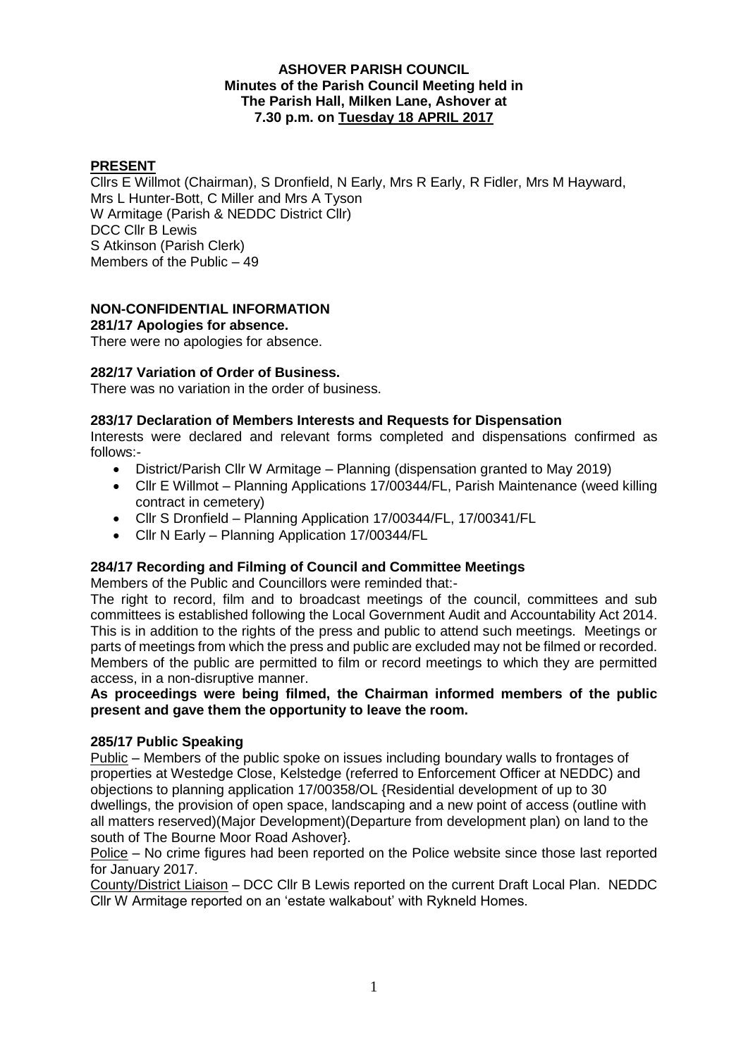**ASHOVER PARISH COUNCIL**
**Minutes of the Parish Council Meeting held in**
**The Parish Hall, Milken Lane, Ashover at**
**7.30 p.m. on Tuesday 18 APRIL 2017**

## PRESENT

Cllrs E Willmot (Chairman), S Dronfield, N Early, Mrs R Early, R Fidler, Mrs M Hayward, Mrs L Hunter-Bott, C Miller and Mrs A Tyson
W Armitage (Parish & NEDDC District Cllr)
DCC Cllr B Lewis
S Atkinson (Parish Clerk)
Members of the Public – 49

## NON-CONFIDENTIAL INFORMATION

**281/17 Apologies for absence.**

There were no apologies for absence.

**282/17 Variation of Order of Business.**

There was no variation in the order of business.

**283/17 Declaration of Members Interests and Requests for Dispensation**

Interests were declared and relevant forms completed and dispensations confirmed as follows:-

- District/Parish Cllr W Armitage – Planning (dispensation granted to May 2019)
- Cllr E Willmot – Planning Applications 17/00344/FL, Parish Maintenance (weed killing contract in cemetery)
- Cllr S Dronfield – Planning Application 17/00344/FL, 17/00341/FL
- Cllr N Early – Planning Application 17/00344/FL

**284/17 Recording and Filming of Council and Committee Meetings**

Members of the Public and Councillors were reminded that:-

The right to record, film and to broadcast meetings of the council, committees and sub committees is established following the Local Government Audit and Accountability Act 2014. This is in addition to the rights of the press and public to attend such meetings. Meetings or parts of meetings from which the press and public are excluded may not be filmed or recorded. Members of the public are permitted to film or record meetings to which they are permitted access, in a non-disruptive manner.

**As proceedings were being filmed, the Chairman informed members of the public present and gave them the opportunity to leave the room.**

**285/17 Public Speaking**

Public – Members of the public spoke on issues including boundary walls to frontages of properties at Westedge Close, Kelstedge (referred to Enforcement Officer at NEDDC) and objections to planning application 17/00358/OL {Residential development of up to 30 dwellings, the provision of open space, landscaping and a new point of access (outline with all matters reserved)(Major Development)(Departure from development plan) on land to the south of The Bourne Moor Road Ashover}.

Police – No crime figures had been reported on the Police website since those last reported for January 2017.

County/District Liaison – DCC Cllr B Lewis reported on the current Draft Local Plan. NEDDC Cllr W Armitage reported on an 'estate walkabout' with Rykneld Homes.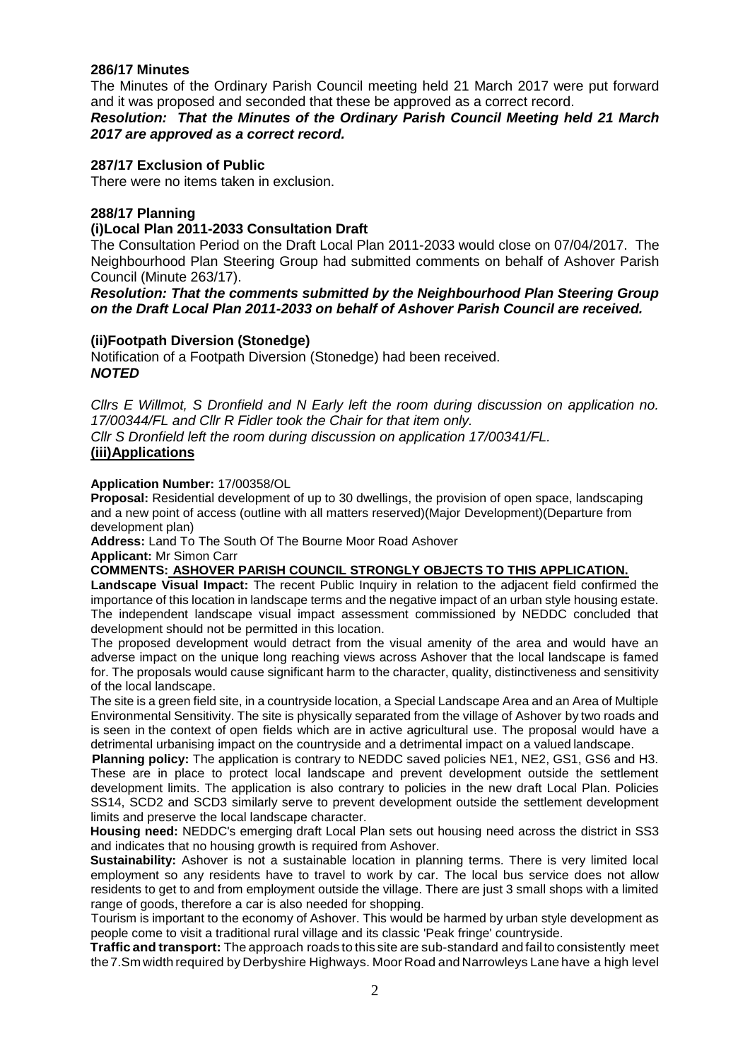**286/17 Minutes**

The Minutes of the Ordinary Parish Council meeting held 21 March 2017 were put forward and it was proposed and seconded that these be approved as a correct record.

***Resolution: That the Minutes of the Ordinary Parish Council Meeting held 21 March 2017 are approved as a correct record.***

**287/17 Exclusion of Public**

There were no items taken in exclusion.

**288/17 Planning**

**(i)Local Plan 2011-2033 Consultation Draft**

The Consultation Period on the Draft Local Plan 2011-2033 would close on 07/04/2017. The Neighbourhood Plan Steering Group had submitted comments on behalf of Ashover Parish Council (Minute 263/17).

***Resolution: That the comments submitted by the Neighbourhood Plan Steering Group on the Draft Local Plan 2011-2033 on behalf of Ashover Parish Council are received.***

**(ii)Footpath Diversion (Stonedge)**

Notification of a Footpath Diversion (Stonedge) had been received.

***NOTED***

*Cllrs E Willmot, S Dronfield and N Early left the room during discussion on application no. 17/00344/FL and Cllr R Fidler took the Chair for that item only.*

*Cllr S Dronfield left the room during discussion on application 17/00341/FL.*

**(iii)Applications**

**Application Number:** 17/00358/OL

**Proposal:** Residential development of up to 30 dwellings, the provision of open space, landscaping and a new point of access (outline with all matters reserved)(Major Development)(Departure from development plan)

**Address:** Land To The South Of The Bourne Moor Road Ashover

**Applicant:** Mr Simon Carr

**COMMENTS: ASHOVER PARISH COUNCIL STRONGLY OBJECTS TO THIS APPLICATION.**

**Landscape Visual Impact:** The recent Public Inquiry in relation to the adjacent field confirmed the importance of this location in landscape terms and the negative impact of an urban style housing estate. The independent landscape visual impact assessment commissioned by NEDDC concluded that development should not be permitted in this location.

The proposed development would detract from the visual amenity of the area and would have an adverse impact on the unique long reaching views across Ashover that the local landscape is famed for. The proposals would cause significant harm to the character, quality, distinctiveness and sensitivity of the local landscape.

The site is a green field site, in a countryside location, a Special Landscape Area and an Area of Multiple Environmental Sensitivity. The site is physically separated from the village of Ashover by two roads and is seen in the context of open fields which are in active agricultural use. The proposal would have a detrimental urbanising impact on the countryside and a detrimental impact on a valued landscape.

**Planning policy:** The application is contrary to NEDDC saved policies NE1, NE2, GS1, GS6 and H3. These are in place to protect local landscape and prevent development outside the settlement development limits. The application is also contrary to policies in the new draft Local Plan. Policies SS14, SCD2 and SCD3 similarly serve to prevent development outside the settlement development limits and preserve the local landscape character.

**Housing need:** NEDDC's emerging draft Local Plan sets out housing need across the district in SS3 and indicates that no housing growth is required from Ashover.

**Sustainability:** Ashover is not a sustainable location in planning terms. There is very limited local employment so any residents have to travel to work by car. The local bus service does not allow residents to get to and from employment outside the village. There are just 3 small shops with a limited range of goods, therefore a car is also needed for shopping.

Tourism is important to the economy of Ashover. This would be harmed by urban style development as people come to visit a traditional rural village and its classic 'Peak fringe' countryside.

**Traffic and transport:** The approach roads to this site are sub-standard and fail to consistently meet the 7.5m width required by Derbyshire Highways. Moor Road and Narrowleys Lane have a high level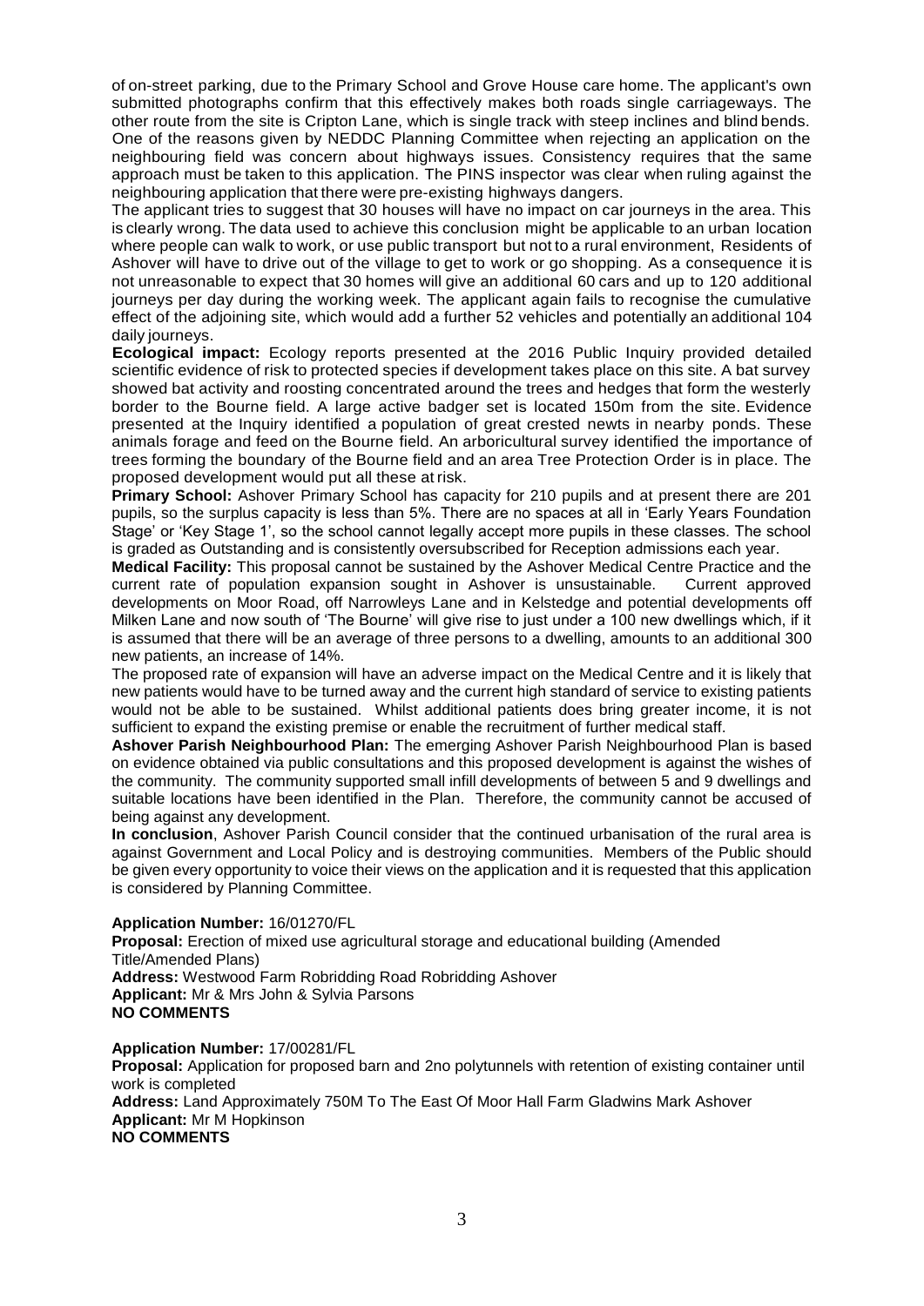of on-street parking, due to the Primary School and Grove House care home. The applicant's own submitted photographs confirm that this effectively makes both roads single carriageways. The other route from the site is Cripton Lane, which is single track with steep inclines and blind bends. One of the reasons given by NEDDC Planning Committee when rejecting an application on the neighbouring field was concern about highways issues. Consistency requires that the same approach must be taken to this application. The PINS inspector was clear when ruling against the neighbouring application that there were pre-existing highways dangers.

The applicant tries to suggest that 30 houses will have no impact on car journeys in the area. This is clearly wrong. The data used to achieve this conclusion might be applicable to an urban location where people can walk to work, or use public transport but not to a rural environment, Residents of Ashover will have to drive out of the village to get to work or go shopping. As a consequence it is not unreasonable to expect that 30 homes will give an additional 60 cars and up to 120 additional journeys per day during the working week. The applicant again fails to recognise the cumulative effect of the adjoining site, which would add a further 52 vehicles and potentially an additional 104 daily journeys.

**Ecological impact:** Ecology reports presented at the 2016 Public Inquiry provided detailed scientific evidence of risk to protected species if development takes place on this site. A bat survey showed bat activity and roosting concentrated around the trees and hedges that form the westerly border to the Bourne field. A large active badger set is located 150m from the site. Evidence presented at the Inquiry identified a population of great crested newts in nearby ponds. These animals forage and feed on the Bourne field. An arboricultural survey identified the importance of trees forming the boundary of the Bourne field and an area Tree Protection Order is in place. The proposed development would put all these at risk.

**Primary School:** Ashover Primary School has capacity for 210 pupils and at present there are 201 pupils, so the surplus capacity is less than 5%. There are no spaces at all in 'Early Years Foundation Stage' or 'Key Stage 1', so the school cannot legally accept more pupils in these classes. The school is graded as Outstanding and is consistently oversubscribed for Reception admissions each year.

**Medical Facility:** This proposal cannot be sustained by the Ashover Medical Centre Practice and the current rate of population expansion sought in Ashover is unsustainable. Current approved developments on Moor Road, off Narrowleys Lane and in Kelstedge and potential developments off Milken Lane and now south of 'The Bourne' will give rise to just under a 100 new dwellings which, if it is assumed that there will be an average of three persons to a dwelling, amounts to an additional 300 new patients, an increase of 14%.

The proposed rate of expansion will have an adverse impact on the Medical Centre and it is likely that new patients would have to be turned away and the current high standard of service to existing patients would not be able to be sustained. Whilst additional patients does bring greater income, it is not sufficient to expand the existing premise or enable the recruitment of further medical staff.

**Ashover Parish Neighbourhood Plan:** The emerging Ashover Parish Neighbourhood Plan is based on evidence obtained via public consultations and this proposed development is against the wishes of the community. The community supported small infill developments of between 5 and 9 dwellings and suitable locations have been identified in the Plan. Therefore, the community cannot be accused of being against any development.

**In conclusion**, Ashover Parish Council consider that the continued urbanisation of the rural area is against Government and Local Policy and is destroying communities. Members of the Public should be given every opportunity to voice their views on the application and it is requested that this application is considered by Planning Committee.

**Application Number:** 16/01270/FL
**Proposal:** Erection of mixed use agricultural storage and educational building (Amended Title/Amended Plans)
**Address:** Westwood Farm Robridding Road Robridding Ashover
**Applicant:** Mr & Mrs John & Sylvia Parsons
**NO COMMENTS**

**Application Number:** 17/00281/FL
**Proposal:** Application for proposed barn and 2no polytunnels with retention of existing container until work is completed
**Address:** Land Approximately 750M To The East Of Moor Hall Farm Gladwins Mark Ashover
**Applicant:** Mr M Hopkinson
**NO COMMENTS**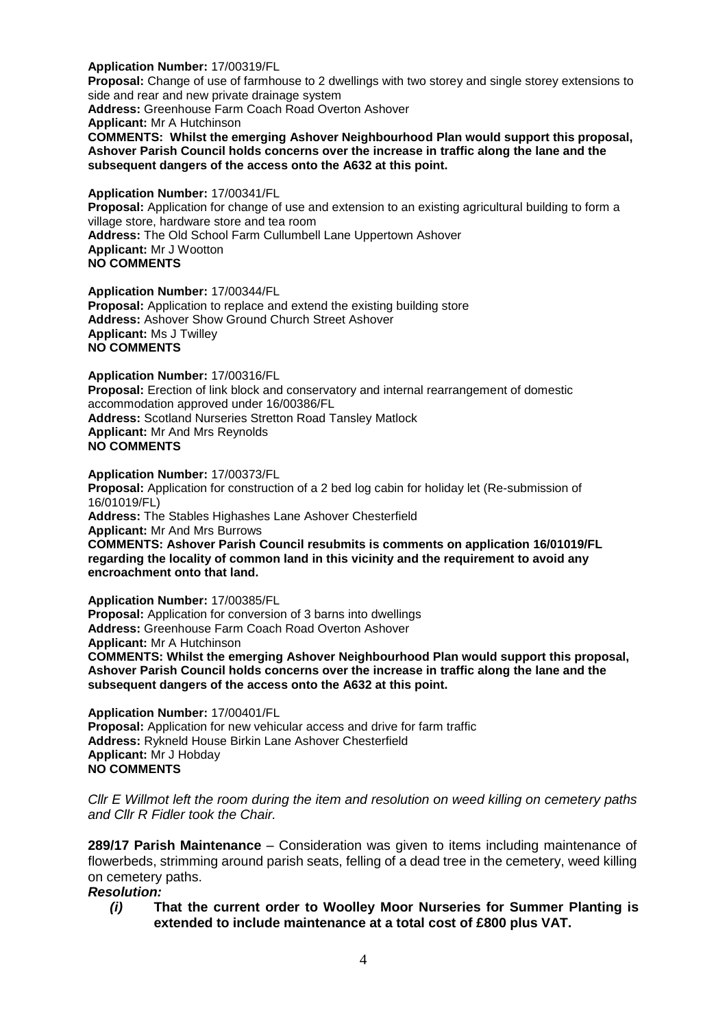**Application Number:** 17/00319/FL
**Proposal:** Change of use of farmhouse to 2 dwellings with two storey and single storey extensions to side and rear and new private drainage system
**Address:** Greenhouse Farm Coach Road Overton Ashover
**Applicant:** Mr A Hutchinson
**COMMENTS: Whilst the emerging Ashover Neighbourhood Plan would support this proposal, Ashover Parish Council holds concerns over the increase in traffic along the lane and the subsequent dangers of the access onto the A632 at this point.**

**Application Number:** 17/00341/FL
**Proposal:** Application for change of use and extension to an existing agricultural building to form a village store, hardware store and tea room
**Address:** The Old School Farm Cullumbell Lane Uppertown Ashover
**Applicant:** Mr J Wootton
**NO COMMENTS**

**Application Number:** 17/00344/FL
**Proposal:** Application to replace and extend the existing building store
**Address:** Ashover Show Ground Church Street Ashover
**Applicant:** Ms J Twilley
**NO COMMENTS**

**Application Number:** 17/00316/FL
**Proposal:** Erection of link block and conservatory and internal rearrangement of domestic accommodation approved under 16/00386/FL
**Address:** Scotland Nurseries Stretton Road Tansley Matlock
**Applicant:** Mr And Mrs Reynolds
**NO COMMENTS**

**Application Number:** 17/00373/FL
**Proposal:** Application for construction of a 2 bed log cabin for holiday let (Re-submission of 16/01019/FL)
**Address:** The Stables Highashes Lane Ashover Chesterfield
**Applicant:** Mr And Mrs Burrows
**COMMENTS: Ashover Parish Council resubmits is comments on application 16/01019/FL regarding the locality of common land in this vicinity and the requirement to avoid any encroachment onto that land.**

**Application Number:** 17/00385/FL
**Proposal:** Application for conversion of 3 barns into dwellings
**Address:** Greenhouse Farm Coach Road Overton Ashover
**Applicant:** Mr A Hutchinson
**COMMENTS: Whilst the emerging Ashover Neighbourhood Plan would support this proposal, Ashover Parish Council holds concerns over the increase in traffic along the lane and the subsequent dangers of the access onto the A632 at this point.**

**Application Number:** 17/00401/FL
**Proposal:** Application for new vehicular access and drive for farm traffic
**Address:** Rykneld House Birkin Lane Ashover Chesterfield
**Applicant:** Mr J Hobday
**NO COMMENTS**

*Cllr E Willmot left the room during the item and resolution on weed killing on cemetery paths and Cllr R Fidler took the Chair.*

**289/17 Parish Maintenance** – Consideration was given to items including maintenance of flowerbeds, strimming around parish seats, felling of a dead tree in the cemetery, weed killing on cemetery paths.

***Resolution:***

***(i)*** **That the current order to Woolley Moor Nurseries for Summer Planting is extended to include maintenance at a total cost of £800 plus VAT.**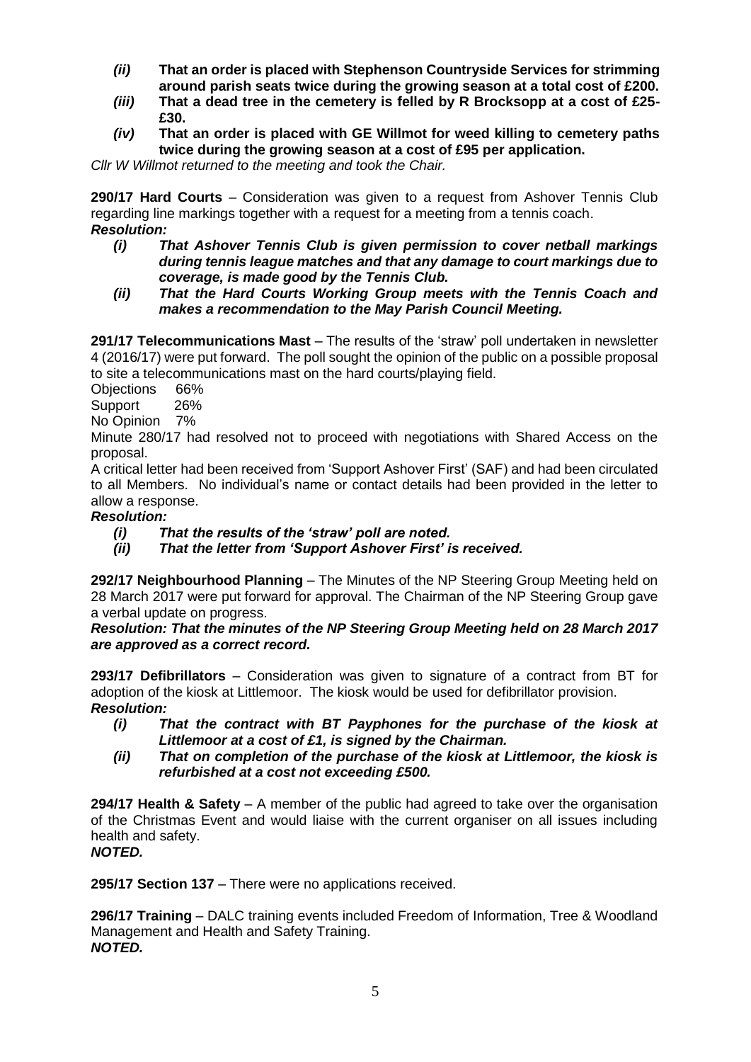- ***(ii)*** **That an order is placed with Stephenson Countryside Services for strimming around parish seats twice during the growing season at a total cost of £200.**
- ***(iii)*** **That a dead tree in the cemetery is felled by R Brocksopp at a cost of £25-£30.**
- ***(iv)*** **That an order is placed with GE Willmot for weed killing to cemetery paths twice during the growing season at a cost of £95 per application.**

*Cllr W Willmot returned to the meeting and took the Chair.*

**290/17 Hard Courts** – Consideration was given to a request from Ashover Tennis Club regarding line markings together with a request for a meeting from a tennis coach.

***Resolution:***

- ***(i) That Ashover Tennis Club is given permission to cover netball markings during tennis league matches and that any damage to court markings due to coverage, is made good by the Tennis Club.***
- ***(ii) That the Hard Courts Working Group meets with the Tennis Coach and makes a recommendation to the May Parish Council Meeting.***

**291/17 Telecommunications Mast** – The results of the 'straw' poll undertaken in newsletter 4 (2016/17) were put forward. The poll sought the opinion of the public on a possible proposal to site a telecommunications mast on the hard courts/playing field.

Objections 66%
Support 26%
No Opinion 7%

Minute 280/17 had resolved not to proceed with negotiations with Shared Access on the proposal.

A critical letter had been received from 'Support Ashover First' (SAF) and had been circulated to all Members. No individual's name or contact details had been provided in the letter to allow a response.

***Resolution:***

- ***(i) That the results of the 'straw' poll are noted.***
- ***(ii) That the letter from 'Support Ashover First' is received.***

**292/17 Neighbourhood Planning** – The Minutes of the NP Steering Group Meeting held on 28 March 2017 were put forward for approval. The Chairman of the NP Steering Group gave a verbal update on progress.

***Resolution: That the minutes of the NP Steering Group Meeting held on 28 March 2017 are approved as a correct record.***

**293/17 Defibrillators** – Consideration was given to signature of a contract from BT for adoption of the kiosk at Littlemoor. The kiosk would be used for defibrillator provision.

***Resolution:***

- ***(i) That the contract with BT Payphones for the purchase of the kiosk at Littlemoor at a cost of £1, is signed by the Chairman.***
- ***(ii) That on completion of the purchase of the kiosk at Littlemoor, the kiosk is refurbished at a cost not exceeding £500.***

**294/17 Health & Safety** – A member of the public had agreed to take over the organisation of the Christmas Event and would liaise with the current organiser on all issues including health and safety.

***NOTED.***

**295/17 Section 137** – There were no applications received.

**296/17 Training** – DALC training events included Freedom of Information, Tree & Woodland Management and Health and Safety Training.

***NOTED.***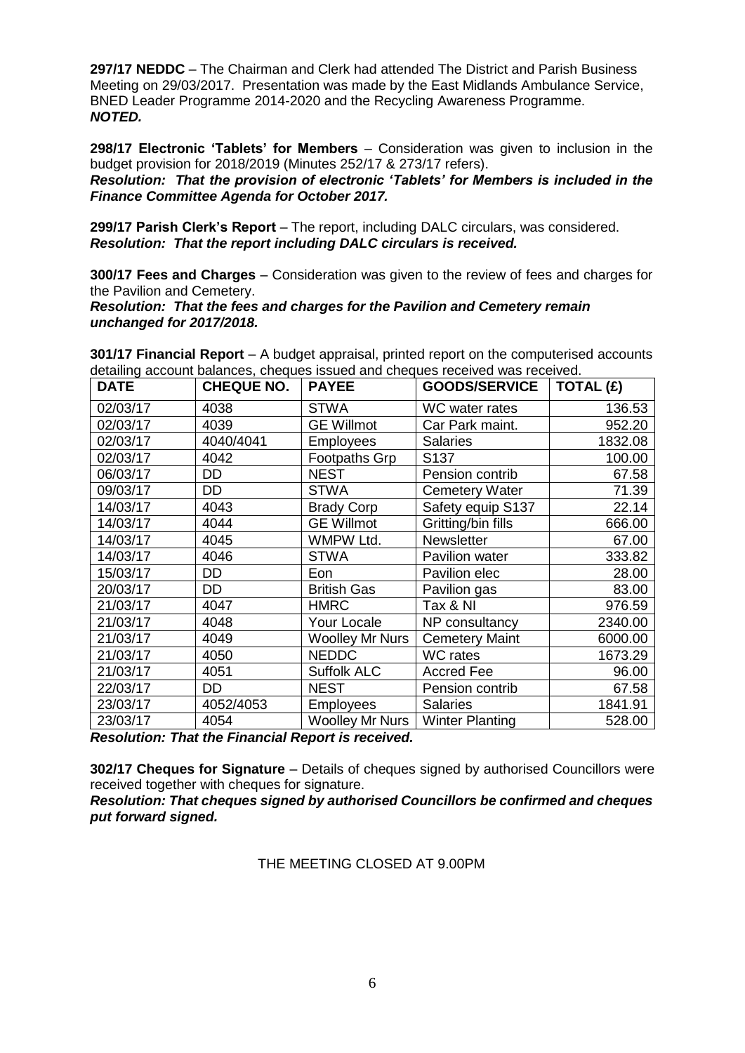**297/17 NEDDC** – The Chairman and Clerk had attended The District and Parish Business Meeting on 29/03/2017. Presentation was made by the East Midlands Ambulance Service, BNED Leader Programme 2014-2020 and the Recycling Awareness Programme.
***NOTED.***

**298/17 Electronic 'Tablets' for Members** – Consideration was given to inclusion in the budget provision for 2018/2019 (Minutes 252/17 & 273/17 refers).
***Resolution: That the provision of electronic 'Tablets' for Members is included in the Finance Committee Agenda for October 2017.***

**299/17 Parish Clerk's Report** – The report, including DALC circulars, was considered.
***Resolution: That the report including DALC circulars is received.***

**300/17 Fees and Charges** – Consideration was given to the review of fees and charges for the Pavilion and Cemetery.
***Resolution: That the fees and charges for the Pavilion and Cemetery remain unchanged for 2017/2018.***

**301/17 Financial Report** – A budget appraisal, printed report on the computerised accounts detailing account balances, cheques issued and cheques received was received.

| DATE | CHEQUE NO. | PAYEE | GOODS/SERVICE | TOTAL (£) |
|---|---|---|---|---|
| 02/03/17 | 4038 | STWA | WC water rates | 136.53 |
| 02/03/17 | 4039 | GE Willmot | Car Park maint. | 952.20 |
| 02/03/17 | 4040/4041 | Employees | Salaries | 1832.08 |
| 02/03/17 | 4042 | Footpaths Grp | S137 | 100.00 |
| 06/03/17 | DD | NEST | Pension contrib | 67.58 |
| 09/03/17 | DD | STWA | Cemetery Water | 71.39 |
| 14/03/17 | 4043 | Brady Corp | Safety equip S137 | 22.14 |
| 14/03/17 | 4044 | GE Willmot | Gritting/bin fills | 666.00 |
| 14/03/17 | 4045 | WMPW Ltd. | Newsletter | 67.00 |
| 14/03/17 | 4046 | STWA | Pavilion water | 333.82 |
| 15/03/17 | DD | Eon | Pavilion elec | 28.00 |
| 20/03/17 | DD | British Gas | Pavilion gas | 83.00 |
| 21/03/17 | 4047 | HMRC | Tax & NI | 976.59 |
| 21/03/17 | 4048 | Your Locale | NP consultancy | 2340.00 |
| 21/03/17 | 4049 | Woolley Mr Nurs | Cemetery Maint | 6000.00 |
| 21/03/17 | 4050 | NEDDC | WC rates | 1673.29 |
| 21/03/17 | 4051 | Suffolk ALC | Accred Fee | 96.00 |
| 22/03/17 | DD | NEST | Pension contrib | 67.58 |
| 23/03/17 | 4052/4053 | Employees | Salaries | 1841.91 |
| 23/03/17 | 4054 | Woolley Mr Nurs | Winter Planting | 528.00 |

***Resolution: That the Financial Report is received.***

**302/17 Cheques for Signature** – Details of cheques signed by authorised Councillors were received together with cheques for signature.
***Resolution: That cheques signed by authorised Councillors be confirmed and cheques put forward signed.***

THE MEETING CLOSED AT 9.00PM